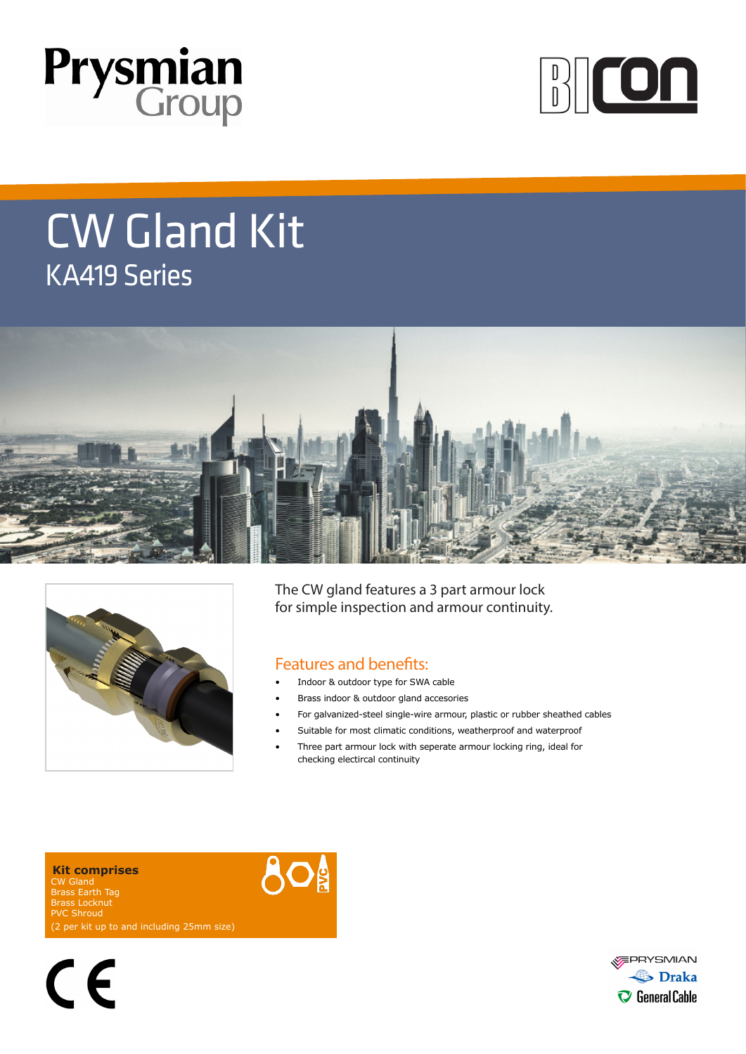# CW Gland Kit

## KA419 Series

The CW gland features a 3 part armour lock for simple inspection and armour continuity.

### Features and benefits:

- Indoor & outdoor type for SWA cable
- Brass indoor & outdoor gland accesories
- For galvanized-steel single-wire armour, plastic or rubber sheathed cables
- Suitable for most climatic conditions, weatherproof and waterproof
- Three part armour lock with seperate armour locking ring, ideal for checking electircal continuity

**Kit comprises**
CW Gland
Brass Earth Tag
Brass Locknut
PVC Shroud
(2 per kit up to and including 25mm size)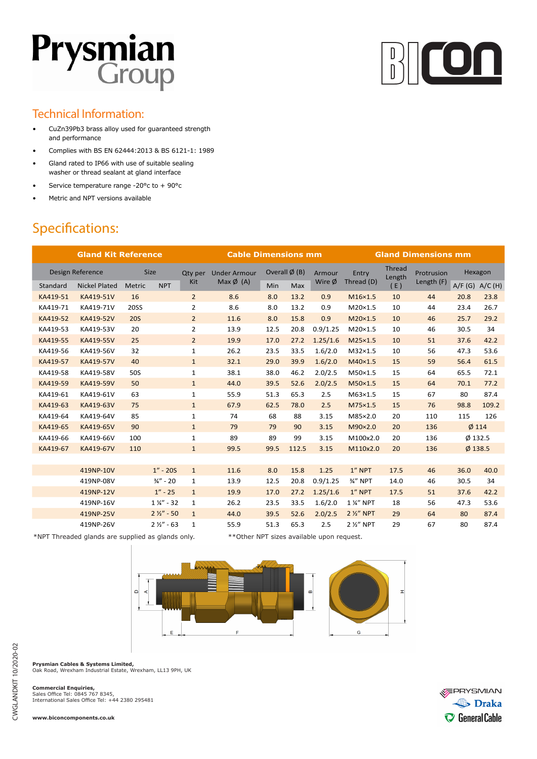Prysmian Group

BICON

## Technical Information:

- CuZn39Pb3 brass alloy used for guaranteed strength and performance
- Complies with BS EN 62444:2013 & BS 6121-1: 1989
- Gland rated to IP66 with use of suitable sealing washer or thread sealant at gland interface
- Service temperature range -20°c to + 90°c
- Metric and NPT versions available

## Specifications:

| Gland Kit Reference | | | | | Cable Dimensions mm | | | | Gland Dimensions mm | | | | |
|---|---|---|---|---|---|---|---|---|---|---|---|---|---|
| Design Reference | | Size | | Qty per Kit | Under Armour Max Ø (A) | Overall Ø (B) | | Armour Wire Ø | Entry Thread (D) | Thread Length ( E ) | Protrusion Length (F) | Hexagon | |
| Standard | Nickel Plated | Metric | NPT | | | Min | Max | | | | | A/F (G) | A/C (H) |
| KA419-51 | KA419-51V | 16 | | 2 | 8.6 | 8.0 | 13.2 | 0.9 | M16×1.5 | 10 | 44 | 20.8 | 23.8 |
| KA419-71 | KA419-71V | 20SS | | 2 | 8.6 | 8.0 | 13.2 | 0.9 | M20×1.5 | 10 | 44 | 23.4 | 26.7 |
| KA419-52 | KA419-52V | 20S | | 2 | 11.6 | 8.0 | 15.8 | 0.9 | M20×1.5 | 10 | 46 | 25.7 | 29.2 |
| KA419-53 | KA419-53V | 20 | | 2 | 13.9 | 12.5 | 20.8 | 0.9/1.25 | M20×1.5 | 10 | 46 | 30.5 | 34 |
| KA419-55 | KA419-55V | 25 | | 2 | 19.9 | 17.0 | 27.2 | 1.25/1.6 | M25×1.5 | 10 | 51 | 37.6 | 42.2 |
| KA419-56 | KA419-56V | 32 | | 1 | 26.2 | 23.5 | 33.5 | 1.6/2.0 | M32×1.5 | 10 | 56 | 47.3 | 53.6 |
| KA419-57 | KA419-57V | 40 | | 1 | 32.1 | 29.0 | 39.9 | 1.6/2.0 | M40×1.5 | 15 | 59 | 56.4 | 61.5 |
| KA419-58 | KA419-58V | 50S | | 1 | 38.1 | 38.0 | 46.2 | 2.0/2.5 | M50×1.5 | 15 | 64 | 65.5 | 72.1 |
| KA419-59 | KA419-59V | 50 | | 1 | 44.0 | 39.5 | 52.6 | 2.0/2.5 | M50×1.5 | 15 | 64 | 70.1 | 77.2 |
| KA419-61 | KA419-61V | 63 | | 1 | 55.9 | 51.3 | 65.3 | 2.5 | M63×1.5 | 15 | 67 | 80 | 87.4 |
| KA419-63 | KA419-63V | 75 | | 1 | 67.9 | 62.5 | 78.0 | 2.5 | M75×1.5 | 15 | 76 | 98.8 | 109.2 |
| KA419-64 | KA419-64V | 85 | | 1 | 74 | 68 | 88 | 3.15 | M85×2.0 | 20 | 110 | 115 | 126 |
| KA419-65 | KA419-65V | 90 | | 1 | 79 | 79 | 90 | 3.15 | M90×2.0 | 20 | 136 | Ø 114 | |
| KA419-66 | KA419-66V | 100 | | 1 | 89 | 89 | 99 | 3.15 | M100x2.0 | 20 | 136 | Ø 132.5 | |
| KA419-67 | KA419-67V | 110 | | 1 | 99.5 | 99.5 | 112.5 | 3.15 | M110x2.0 | 20 | 136 | Ø 138.5 | |
| | 419NP-10V | | 1" - 20S | 1 | 11.6 | 8.0 | 15.8 | 1.25 | 1" NPT | 17.5 | 46 | 36.0 | 40.0 |
| | 419NP-08V | | ¾" - 20 | 1 | 13.9 | 12.5 | 20.8 | 0.9/1.25 | ¾" NPT | 14.0 | 46 | 30.5 | 34 |
| | 419NP-12V | | 1" - 25 | 1 | 19.9 | 17.0 | 27.2 | 1.25/1.6 | 1" NPT | 17.5 | 51 | 37.6 | 42.2 |
| | 419NP-16V | | 1 ¼" - 32 | 1 | 26.2 | 23.5 | 33.5 | 1.6/2.0 | 1 ¼" NPT | 18 | 56 | 47.3 | 53.6 |
| | 419NP-25V | | 2 ½" - 50 | 1 | 44.0 | 39.5 | 52.6 | 2.0/2.5 | 2 ½" NPT | 29 | 64 | 80 | 87.4 |
| | 419NP-26V | | 2 ½" - 63 | 1 | 55.9 | 51.3 | 65.3 | 2.5 | 2 ½" NPT | 29 | 67 | 80 | 87.4 |

*NPT Threaded glands are supplied as glands only. **Other NPT sizes available upon request.

D A B E F G H

**Prysmian Cables & Systems Limited,**
Oak Road, Wrexham Industrial Estate, Wrexham, LL13 9PH, UK

**Commercial Enquiries,**
Sales Office Tel: 0845 767 8345,
International Sales Office Tel: +44 2380 295481

**www.biconcomponents.co.uk**

CWGLANDKIT 10/2020-02

PRYSMIAN Draka General Cable